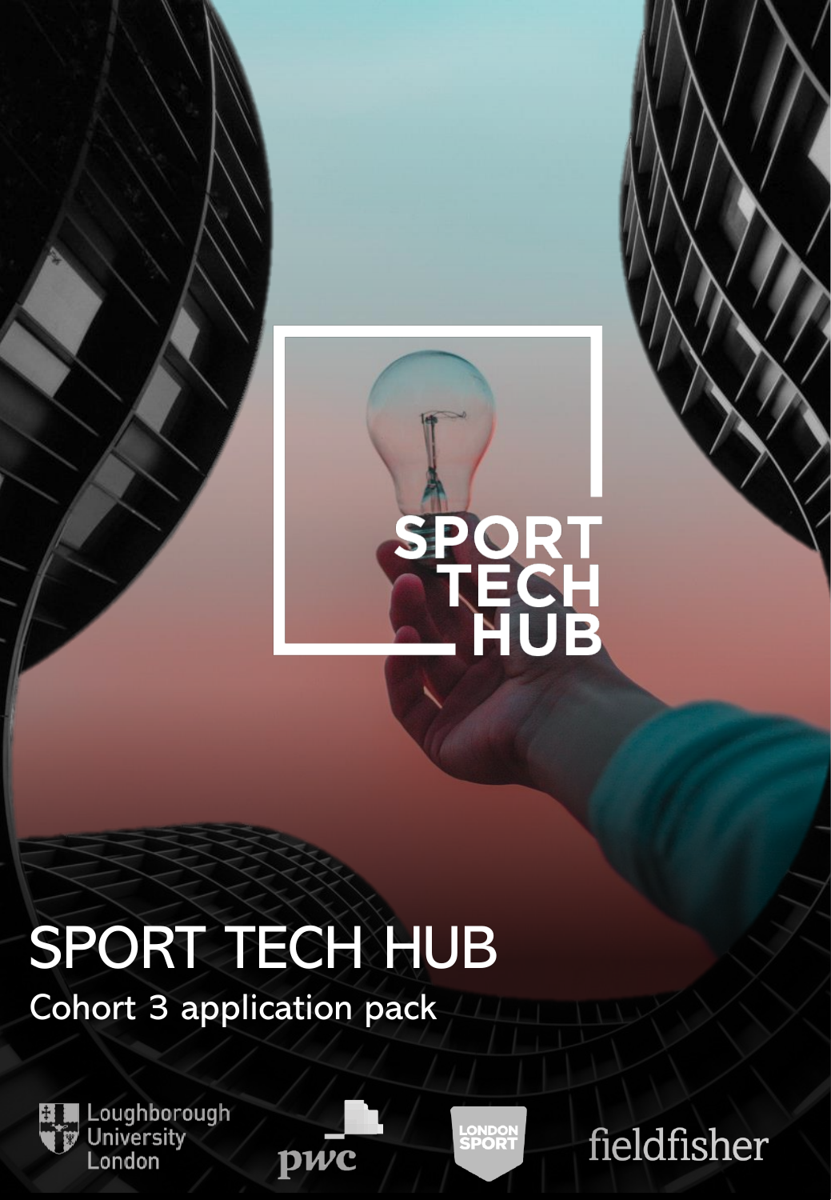# SPORT TECH HUB

## Cohort 3 application pack

Loughborough University London

pwc

LONDON SPORT

fieldfisher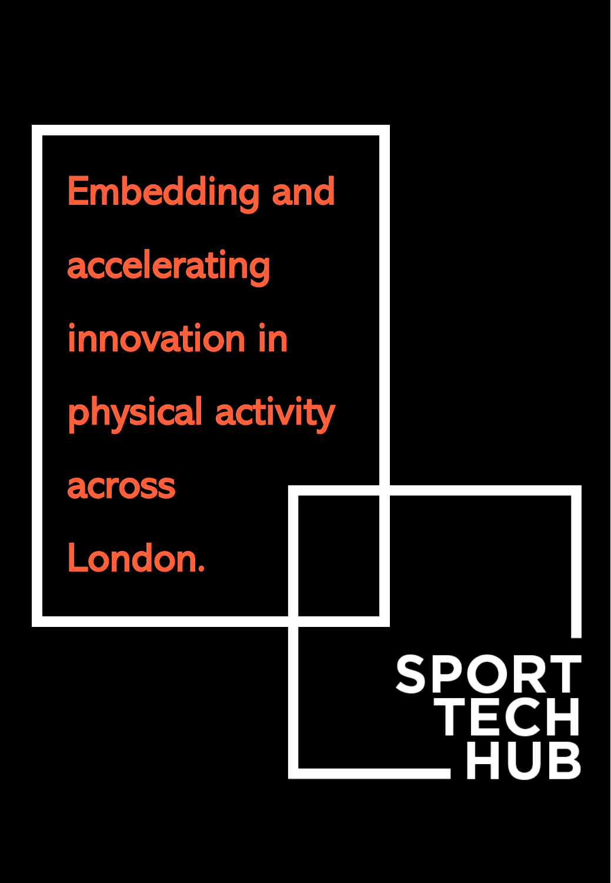# Embedding and accelerating innovation in physical activity across London.

SPORT TECH HUB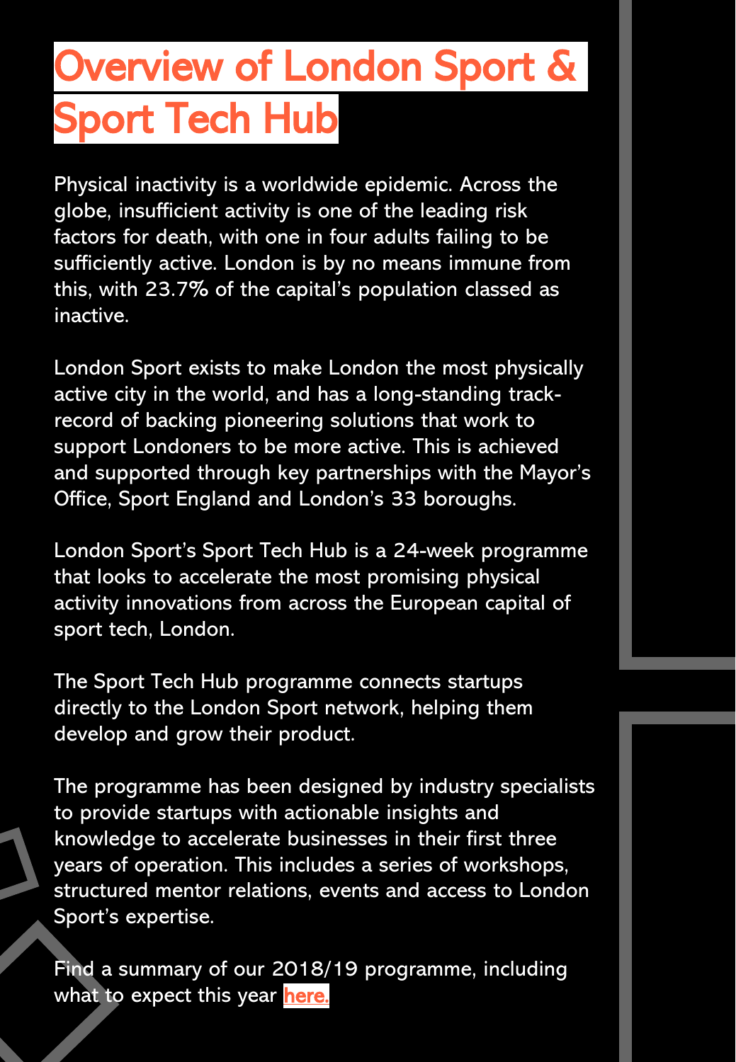# Overview of London Sport & Sport Tech Hub

Physical inactivity is a worldwide epidemic. Across the globe, insufficient activity is one of the leading risk factors for death, with one in four adults failing to be sufficiently active. London is by no means immune from this, with 23.7% of the capital's population classed as inactive.

London Sport exists to make London the most physically active city in the world, and has a long-standing track-record of backing pioneering solutions that work to support Londoners to be more active. This is achieved and supported through key partnerships with the Mayor's Office, Sport England and London's 33 boroughs.

London Sport's Sport Tech Hub is a 24-week programme that looks to accelerate the most promising physical activity innovations from across the European capital of sport tech, London.

The Sport Tech Hub programme connects startups directly to the London Sport network, helping them develop and grow their product.

The programme has been designed by industry specialists to provide startups with actionable insights and knowledge to accelerate businesses in their first three years of operation. This includes a series of workshops, structured mentor relations, events and access to London Sport's expertise.

Find a summary of our 2018/19 programme, including what to expect this year here.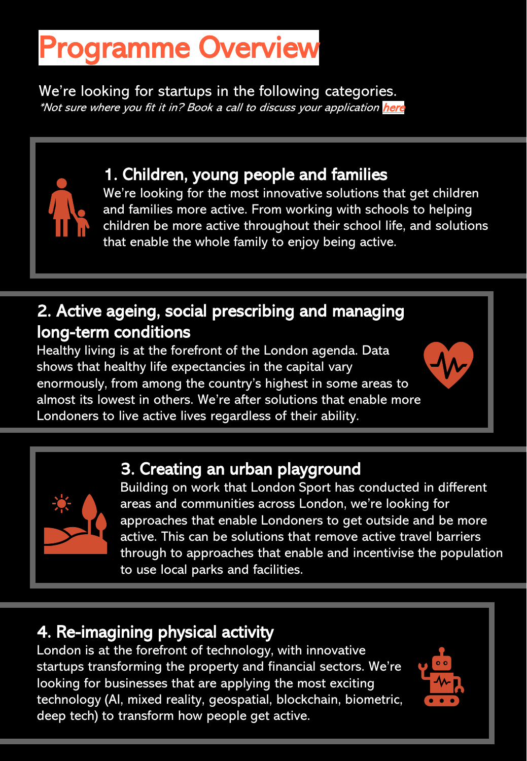# Programme Overview

We're looking for startups in the following categories.
*\*Not sure where you fit it in? Book a call to discuss your application here*

### 1. Children, young people and families

We're looking for the most innovative solutions that get children and families more active. From working with schools to helping children be more active throughout their school life, and solutions that enable the whole family to enjoy being active.

### 2. Active ageing, social prescribing and managing long-term conditions

Healthy living is at the forefront of the London agenda. Data shows that healthy life expectancies in the capital vary enormously, from among the country's highest in some areas to almost its lowest in others. We're after solutions that enable more Londoners to live active lives regardless of their ability.

### 3. Creating an urban playground

Building on work that London Sport has conducted in different areas and communities across London, we're looking for approaches that enable Londoners to get outside and be more active. This can be solutions that remove active travel barriers through to approaches that enable and incentivise the population to use local parks and facilities.

### 4. Re-imagining physical activity

London is at the forefront of technology, with innovative startups transforming the property and financial sectors. We're looking for businesses that are applying the most exciting technology (AI, mixed reality, geospatial, blockchain, biometric, deep tech) to transform how people get active.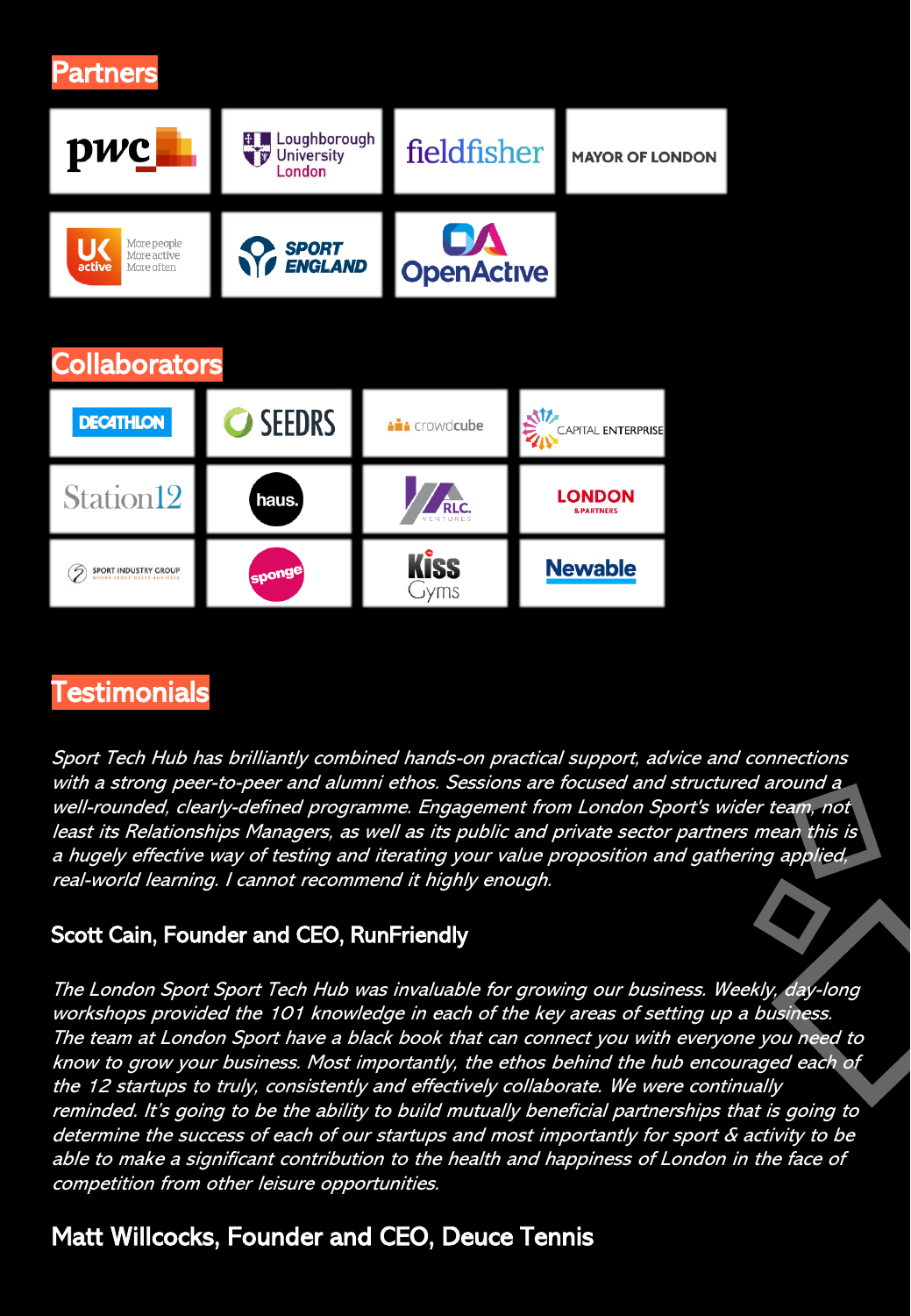## Partners

## Collaborators

## Testimonials

*Sport Tech Hub has brilliantly combined hands-on practical support, advice and connections with a strong peer-to-peer and alumni ethos. Sessions are focused and structured around a well-rounded, clearly-defined programme. Engagement from London Sport's wider team, not least its Relationships Managers, as well as its public and private sector partners mean this is a hugely effective way of testing and iterating your value proposition and gathering applied, real-world learning. I cannot recommend it highly enough.*

**Scott Cain, Founder and CEO, RunFriendly**

*The London Sport Sport Tech Hub was invaluable for growing our business. Weekly, day-long workshops provided the 101 knowledge in each of the key areas of setting up a business. The team at London Sport have a black book that can connect you with everyone you need to know to grow your business. Most importantly, the ethos behind the hub encouraged each of the 12 startups to truly, consistently and effectively collaborate. We were continually reminded. It's going to be the ability to build mutually beneficial partnerships that is going to determine the success of each of our startups and most importantly for sport & activity to be able to make a significant contribution to the health and happiness of London in the face of competition from other leisure opportunities.*

**Matt Willcocks, Founder and CEO, Deuce Tennis**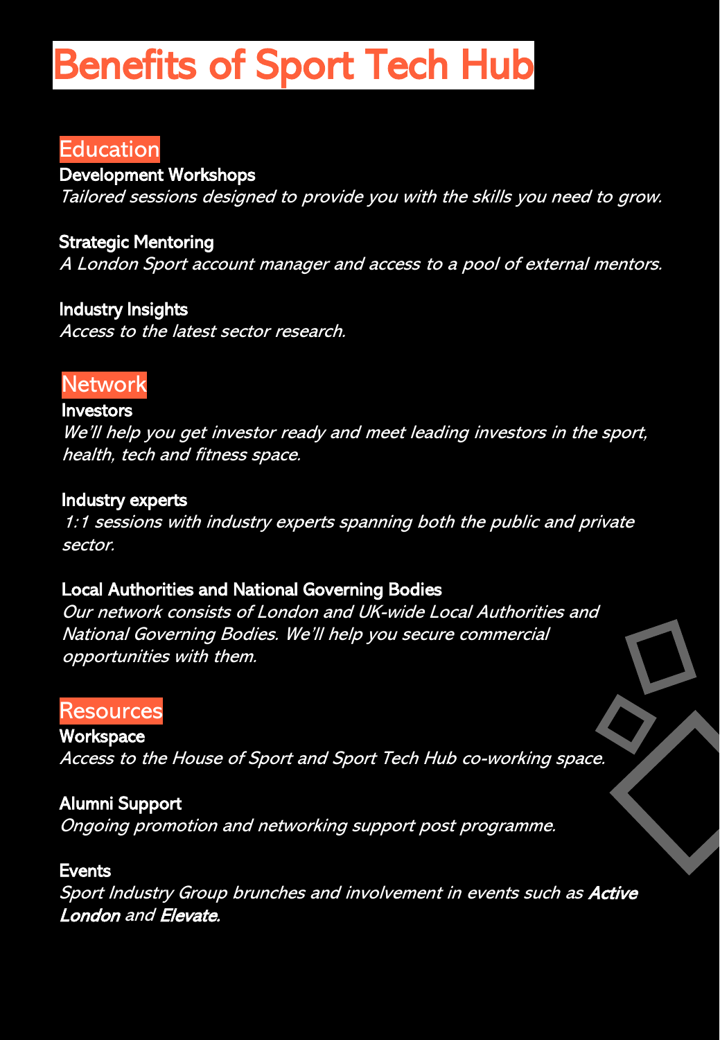# Benefits of Sport Tech Hub

## Education

**Development Workshops**
*Tailored sessions designed to provide you with the skills you need to grow.*

**Strategic Mentoring**
*A London Sport account manager and access to a pool of external mentors.*

**Industry Insights**
*Access to the latest sector research.*

## Network

**Investors**
*We'll help you get investor ready and meet leading investors in the sport, health, tech and fitness space.*

**Industry experts**
*1:1 sessions with industry experts spanning both the public and private sector.*

**Local Authorities and National Governing Bodies**
*Our network consists of London and UK-wide Local Authorities and National Governing Bodies. We'll help you secure commercial opportunities with them.*

## Resources

**Workspace**
*Access to the House of Sport and Sport Tech Hub co-working space.*

**Alumni Support**
*Ongoing promotion and networking support post programme.*

**Events**
*Sport Industry Group brunches and involvement in events such as **Active London** and **Elevate**.*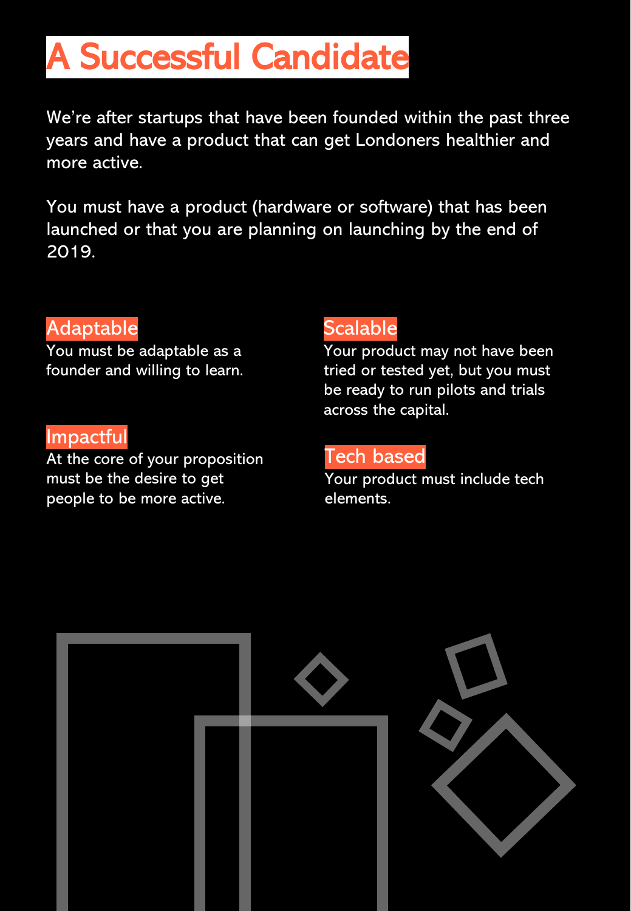# A Successful Candidate

We're after startups that have been founded within the past three years and have a product that can get Londoners healthier and more active.

You must have a product (hardware or software) that has been launched or that you are planning on launching by the end of 2019.

### Adaptable

You must be adaptable as a founder and willing to learn.

### Impactful

At the core of your proposition must be the desire to get people to be more active.

### Scalable

Your product may not have been tried or tested yet, but you must be ready to run pilots and trials across the capital.

### Tech based

Your product must include tech elements.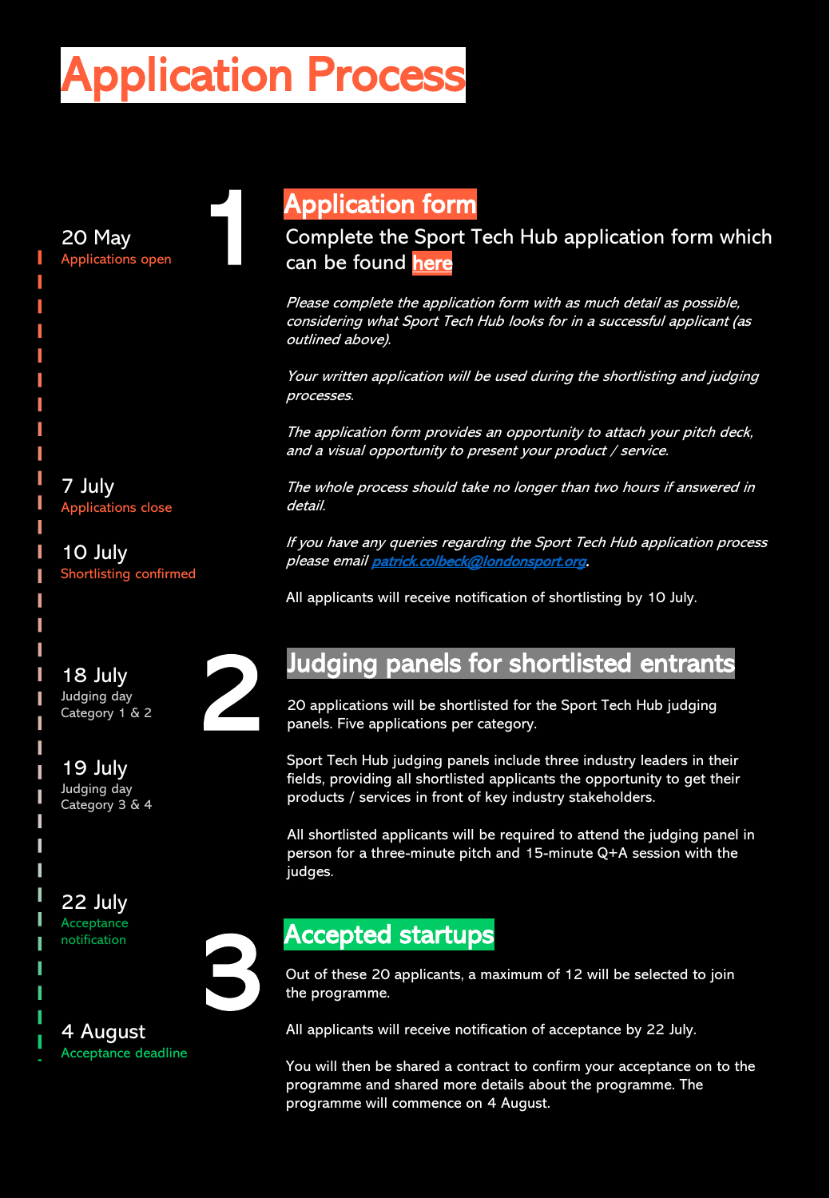# Application Process

**20 May**
Applications open

## 1

### Application form

Complete the Sport Tech Hub application form which can be found **here**

*Please complete the application form with as much detail as possible, considering what Sport Tech Hub looks for in a successful applicant (as outlined above).*

*Your written application will be used during the shortlisting and judging processes.*

*The application form provides an opportunity to attach your pitch deck, and a visual opportunity to present your product / service.*

*The whole process should take no longer than two hours if answered in detail.*

*If you have any queries regarding the Sport Tech Hub application process please email patrick.colbeck@londonsport.org.*

All applicants will receive notification of shortlisting by 10 July.

**7 July**
Applications close

**10 July**
Shortlisting confirmed

**18 July**
Judging day
Category 1 & 2

**19 July**
Judging day
Category 3 & 4

## 2

### Judging panels for shortlisted entrants

20 applications will be shortlisted for the Sport Tech Hub judging panels. Five applications per category.

Sport Tech Hub judging panels include three industry leaders in their fields, providing all shortlisted applicants the opportunity to get their products / services in front of key industry stakeholders.

All shortlisted applicants will be required to attend the judging panel in person for a three-minute pitch and 15-minute Q+A session with the judges.

**22 July**
Acceptance notification

**4 August**
Acceptance deadline

## 3

### Accepted startups

Out of these 20 applicants, a maximum of 12 will be selected to join the programme.

All applicants will receive notification of acceptance by 22 July.

You will then be shared a contract to confirm your acceptance on to the programme and shared more details about the programme. The programme will commence on 4 August.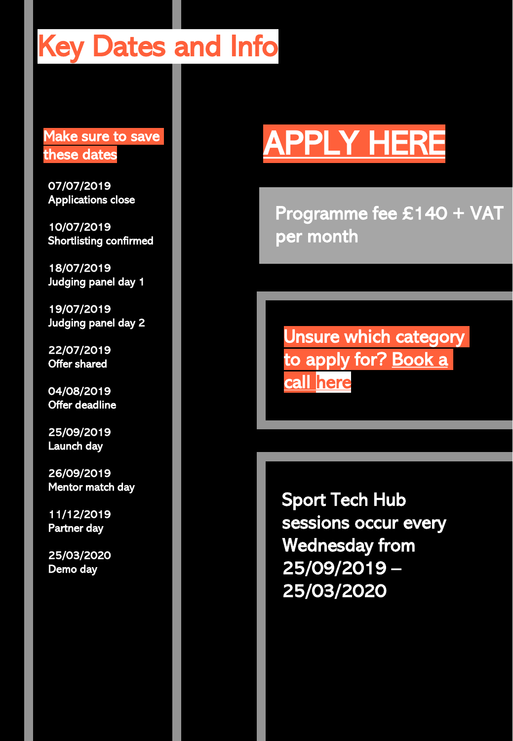# Key Dates and Info

## Make sure to save these dates

07/07/2019
Applications close

10/07/2019
Shortlisting confirmed

18/07/2019
Judging panel day 1

19/07/2019
Judging panel day 2

22/07/2019
Offer shared

04/08/2019
Offer deadline

25/09/2019
Launch day

26/09/2019
Mentor match day

11/12/2019
Partner day

25/03/2020
Demo day

## APPLY HERE

Programme fee £140 + VAT per month

Unsure which category to apply for? Book a call here

Sport Tech Hub sessions occur every Wednesday from 25/09/2019 – 25/03/2020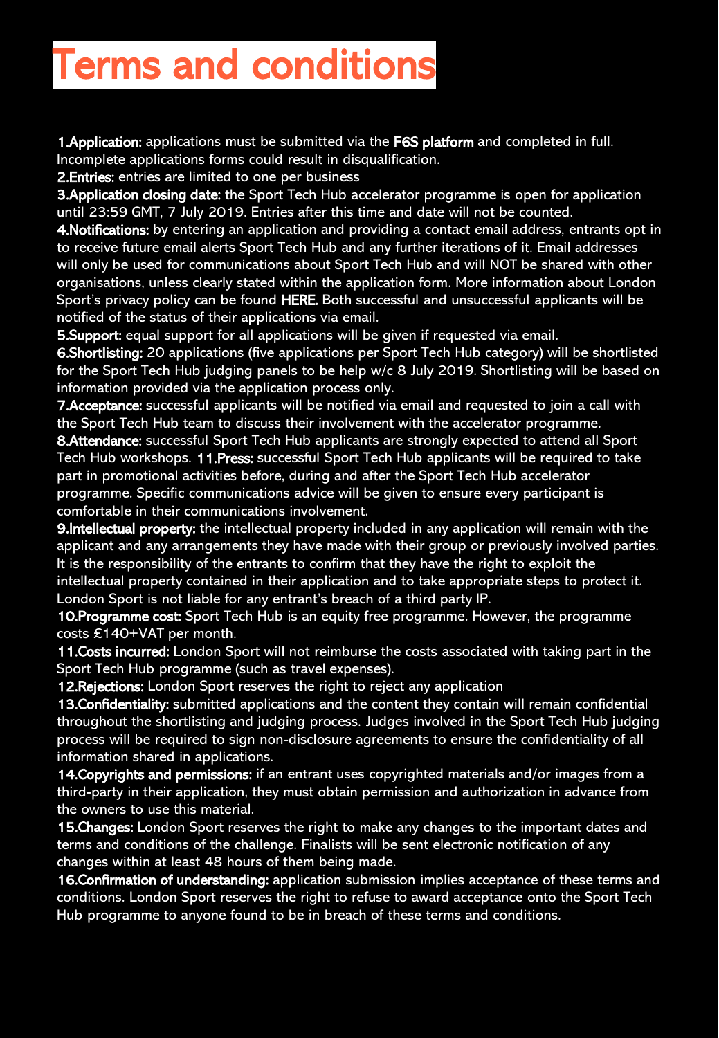# Terms and conditions

**1.Application:** applications must be submitted via the **F6S platform** and completed in full. Incomplete applications forms could result in disqualification.

**2.Entries:** entries are limited to one per business

**3.Application closing date:** the Sport Tech Hub accelerator programme is open for application until 23:59 GMT, 7 July 2019. Entries after this time and date will not be counted.

**4.Notifications:** by entering an application and providing a contact email address, entrants opt in to receive future email alerts Sport Tech Hub and any further iterations of it. Email addresses will only be used for communications about Sport Tech Hub and will NOT be shared with other organisations, unless clearly stated within the application form. More information about London Sport's privacy policy can be found **HERE.** Both successful and unsuccessful applicants will be notified of the status of their applications via email.

**5.Support:** equal support for all applications will be given if requested via email.

**6.Shortlisting:** 20 applications (five applications per Sport Tech Hub category) will be shortlisted for the Sport Tech Hub judging panels to be help w/c 8 July 2019. Shortlisting will be based on information provided via the application process only.

**7.Acceptance:** successful applicants will be notified via email and requested to join a call with the Sport Tech Hub team to discuss their involvement with the accelerator programme.

**8.Attendance:** successful Sport Tech Hub applicants are strongly expected to attend all Sport Tech Hub workshops. **11.Press:** successful Sport Tech Hub applicants will be required to take part in promotional activities before, during and after the Sport Tech Hub accelerator programme. Specific communications advice will be given to ensure every participant is comfortable in their communications involvement.

**9.Intellectual property:** the intellectual property included in any application will remain with the applicant and any arrangements they have made with their group or previously involved parties. It is the responsibility of the entrants to confirm that they have the right to exploit the intellectual property contained in their application and to take appropriate steps to protect it. London Sport is not liable for any entrant's breach of a third party IP.

**10.Programme cost:** Sport Tech Hub is an equity free programme. However, the programme costs £140+VAT per month.

**11.Costs incurred:** London Sport will not reimburse the costs associated with taking part in the Sport Tech Hub programme (such as travel expenses).

**12.Rejections:** London Sport reserves the right to reject any application

**13.Confidentiality:** submitted applications and the content they contain will remain confidential throughout the shortlisting and judging process. Judges involved in the Sport Tech Hub judging process will be required to sign non-disclosure agreements to ensure the confidentiality of all information shared in applications.

**14.Copyrights and permissions:** if an entrant uses copyrighted materials and/or images from a third-party in their application, they must obtain permission and authorization in advance from the owners to use this material.

**15.Changes:** London Sport reserves the right to make any changes to the important dates and terms and conditions of the challenge. Finalists will be sent electronic notification of any changes within at least 48 hours of them being made.

**16.Confirmation of understanding:** application submission implies acceptance of these terms and conditions. London Sport reserves the right to refuse to award acceptance onto the Sport Tech Hub programme to anyone found to be in breach of these terms and conditions.